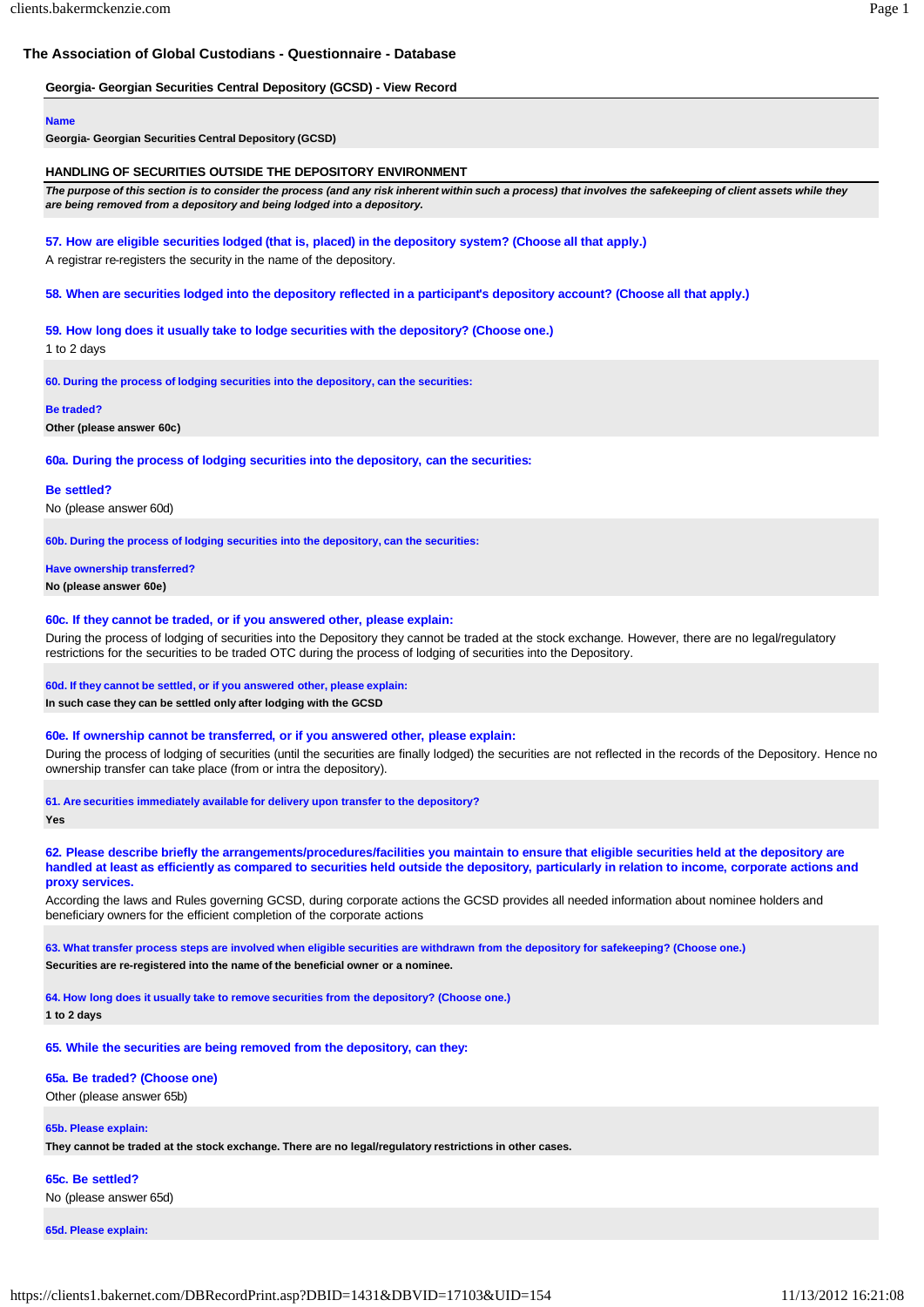# The Association of Global Custodians - Questionnaire - Database

## Georgia- Georgian Securities Central Depository (GCSD) - View Record

**Name**

**Georgia- Georgian Securities Central Depository (GCSD)**

## HANDLING OF SECURITIES OUTSIDE THE DEPOSITORY ENVIRONMENT

***The purpose of this section is to consider the process (and any risk inherent within such a process) that involves the safekeeping of client assets while they are being removed from a depository and being lodged into a depository.***

**57. How are eligible securities lodged (that is, placed) in the depository system? (Choose all that apply.)**

A registrar re-registers the security in the name of the depository.

**58. When are securities lodged into the depository reflected in a participant's depository account? (Choose all that apply.)**

**59. How long does it usually take to lodge securities with the depository? (Choose one.)**

1 to 2 days

**60. During the process of lodging securities into the depository, can the securities:**

**Be traded?**

**Other (please answer 60c)**

**60a. During the process of lodging securities into the depository, can the securities:**

**Be settled?**

No (please answer 60d)

**60b. During the process of lodging securities into the depository, can the securities:**

**Have ownership transferred?**

**No (please answer 60e)**

**60c. If they cannot be traded, or if you answered other, please explain:**

During the process of lodging of securities into the Depository they cannot be traded at the stock exchange. However, there are no legal/regulatory restrictions for the securities to be traded OTC during the process of lodging of securities into the Depository.

**60d. If they cannot be settled, or if you answered other, please explain:**

**In such case they can be settled only after lodging with the GCSD**

**60e. If ownership cannot be transferred, or if you answered other, please explain:**

During the process of lodging of securities (until the securities are finally lodged) the securities are not reflected in the records of the Depository. Hence no ownership transfer can take place (from or intra the depository).

**61. Are securities immediately available for delivery upon transfer to the depository?**

**Yes**

**62. Please describe briefly the arrangements/procedures/facilities you maintain to ensure that eligible securities held at the depository are handled at least as efficiently as compared to securities held outside the depository, particularly in relation to income, corporate actions and proxy services.**

According the laws and Rules governing GCSD, during corporate actions the GCSD provides all needed information about nominee holders and beneficiary owners for the efficient completion of the corporate actions

**63. What transfer process steps are involved when eligible securities are withdrawn from the depository for safekeeping? (Choose one.)**

**Securities are re-registered into the name of the beneficial owner or a nominee.**

**64. How long does it usually take to remove securities from the depository? (Choose one.)**

**1 to 2 days**

**65. While the securities are being removed from the depository, can they:**

**65a. Be traded? (Choose one)**

Other (please answer 65b)

**65b. Please explain:**

**They cannot be traded at the stock exchange. There are no legal/regulatory restrictions in other cases.**

**65c. Be settled?**

No (please answer 65d)

**65d. Please explain:**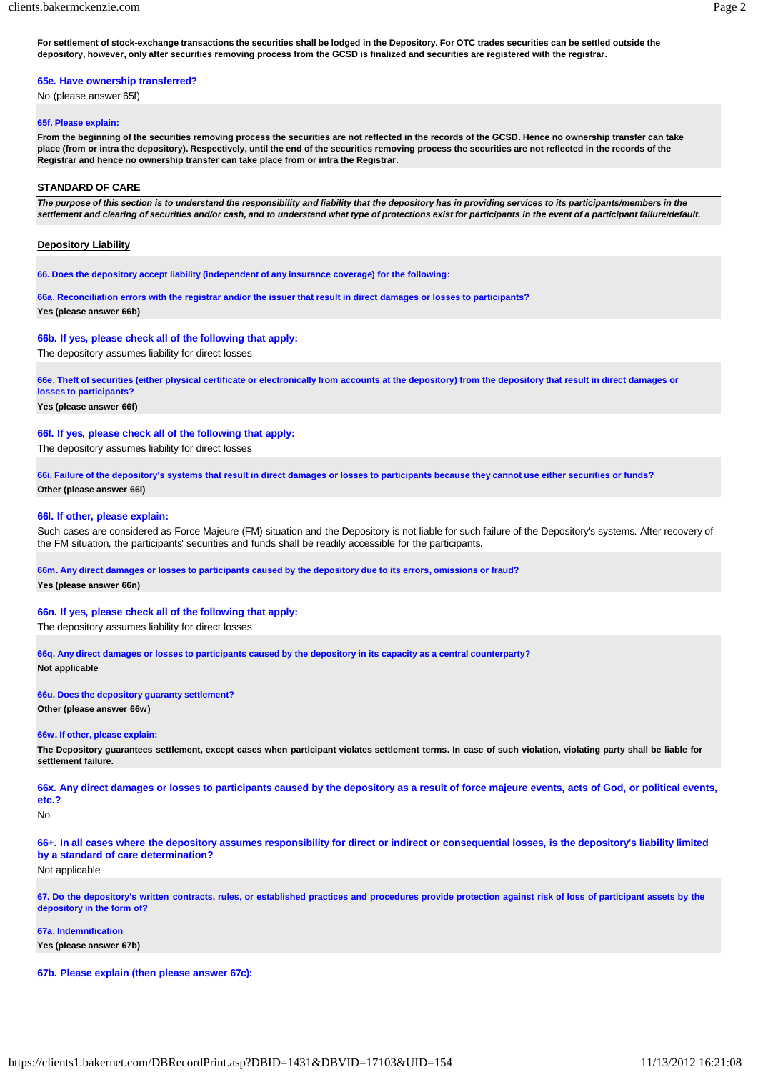**For settlement of stock-exchange transactions the securities shall be lodged in the Depository. For OTC trades securities can be settled outside the depository, however, only after securities removing process from the GCSD is finalized and securities are registered with the registrar.**

### 65e. Have ownership transferred?

No (please answer 65f)

**65f. Please explain:**

**From the beginning of the securities removing process the securities are not reflected in the records of the GCSD. Hence no ownership transfer can take place (from or intra the depository). Respectively, until the end of the securities removing process the securities are not reflected in the records of the Registrar and hence no ownership transfer can take place from or intra the Registrar.**

## STANDARD OF CARE

***The purpose of this section is to understand the responsibility and liability that the depository has in providing services to its participants/members in the settlement and clearing of securities and/or cash, and to understand what type of protections exist for participants in the event of a participant failure/default.***

### Depository Liability

**66. Does the depository accept liability (independent of any insurance coverage) for the following:**

**66a. Reconciliation errors with the registrar and/or the issuer that result in direct damages or losses to participants?**

**Yes (please answer 66b)**

### 66b. If yes, please check all of the following that apply:

The depository assumes liability for direct losses

**66e. Theft of securities (either physical certificate or electronically from accounts at the depository) from the depository that result in direct damages or losses to participants?**

**Yes (please answer 66f)**

### 66f. If yes, please check all of the following that apply:

The depository assumes liability for direct losses

**66i. Failure of the depository's systems that result in direct damages or losses to participants because they cannot use either securities or funds?**

**Other (please answer 66l)**

### 66l. If other, please explain:

Such cases are considered as Force Majeure (FM) situation and the Depository is not liable for such failure of the Depository's systems. After recovery of the FM situation, the participants' securities and funds shall be readily accessible for the participants.

**66m. Any direct damages or losses to participants caused by the depository due to its errors, omissions or fraud?**

**Yes (please answer 66n)**

### 66n. If yes, please check all of the following that apply:

The depository assumes liability for direct losses

**66q. Any direct damages or losses to participants caused by the depository in its capacity as a central counterparty?**

**Not applicable**

**66u. Does the depository guaranty settlement?**

**Other (please answer 66w)**

**66w. If other, please explain:**

**The Depository guarantees settlement, except cases when participant violates settlement terms. In case of such violation, violating party shall be liable for settlement failure.**

### 66x. Any direct damages or losses to participants caused by the depository as a result of force majeure events, acts of God, or political events, etc.?

No

### 66+. In all cases where the depository assumes responsibility for direct or indirect or consequential losses, is the depository's liability limited by a standard of care determination?

Not applicable

**67. Do the depository's written contracts, rules, or established practices and procedures provide protection against risk of loss of participant assets by the depository in the form of?**

**67a. Indemnification**

**Yes (please answer 67b)**

### 67b. Please explain (then please answer 67c):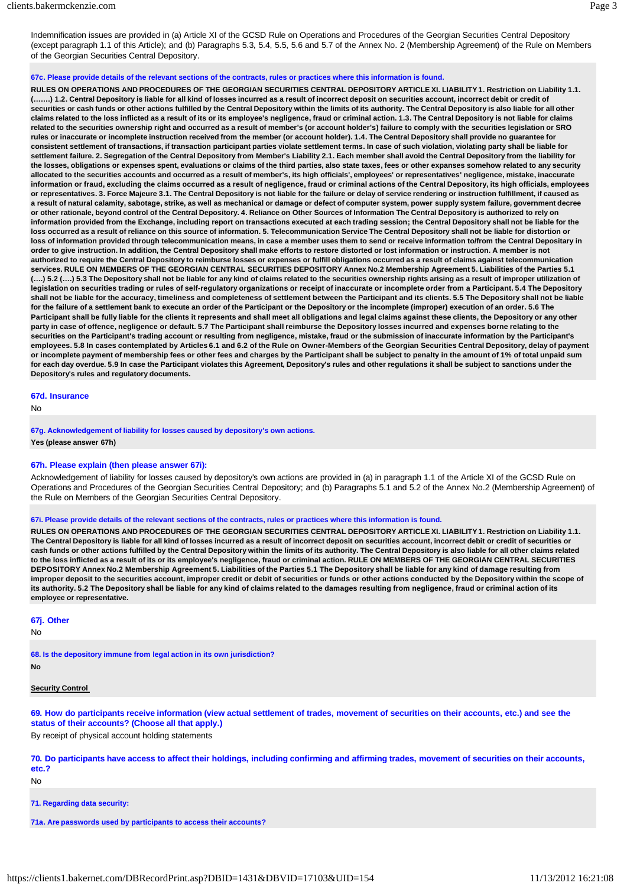Indemnification issues are provided in (a) Article XI of the GCSD Rule on Operations and Procedures of the Georgian Securities Central Depository (except paragraph 1.1 of this Article); and (b) Paragraphs 5.3, 5.4, 5.5, 5.6 and 5.7 of the Annex No. 2 (Membership Agreement) of the Rule on Members of the Georgian Securities Central Depository.

**67c. Please provide details of the relevant sections of the contracts, rules or practices where this information is found.**

**RULES ON OPERATIONS AND PROCEDURES OF THE GEORGIAN SECURITIES CENTRAL DEPOSITORY ARTICLE XI. LIABILITY 1. Restriction on Liability 1.1. (…….) 1.2. Central Depository is liable for all kind of losses incurred as a result of incorrect deposit on securities account, incorrect debit or credit of securities or cash funds or other actions fulfilled by the Central Depository within the limits of its authority. The Central Depository is also liable for all other claims related to the loss inflicted as a result of its or its employee's negligence, fraud or criminal action. 1.3. The Central Depository is not liable for claims related to the securities ownership right and occurred as a result of member's (or account holder's) failure to comply with the securities legislation or SRO rules or inaccurate or incomplete instruction received from the member (or account holder). 1.4. The Central Depository shall provide no guarantee for consistent settlement of transactions, if transaction participant parties violate settlement terms. In case of such violation, violating party shall be liable for settlement failure. 2. Segregation of the Central Depository from Member's Liability 2.1. Each member shall avoid the Central Depository from the liability for the losses, obligations or expenses spent, evaluations or claims of the third parties, also state taxes, fees or other expanses somehow related to any security allocated to the securities accounts and occurred as a result of member's, its high officials', employees' or representatives' negligence, mistake, inaccurate information or fraud, excluding the claims occurred as a result of negligence, fraud or criminal actions of the Central Depository, its high officials, employees or representatives. 3. Force Majeure 3.1. The Central Depository is not liable for the failure or delay of service rendering or instruction fulfillment, if caused as a result of natural calamity, sabotage, strike, as well as mechanical or damage or defect of computer system, power supply system failure, government decree or other rationale, beyond control of the Central Depository. 4. Reliance on Other Sources of Information The Central Depository is authorized to rely on information provided from the Exchange, including report on transactions executed at each trading session; the Central Depository shall not be liable for the loss occurred as a result of reliance on this source of information. 5. Telecommunication Service The Central Depository shall not be liable for distortion or loss of information provided through telecommunication means, in case a member uses them to send or receive information to/from the Central Depositary in order to give instruction. In addition, the Central Depository shall make efforts to restore distorted or lost information or instruction. A member is not authorized to require the Central Depository to reimburse losses or expenses or fulfill obligations occurred as a result of claims against telecommunication services. RULE ON MEMBERS OF THE GEORGIAN CENTRAL SECURITIES DEPOSITORY Annex No.2 Membership Agreement 5. Liabilities of the Parties 5.1 (….) 5.2 (….) 5.3 The Depository shall not be liable for any kind of claims related to the securities ownership rights arising as a result of improper utilization of legislation on securities trading or rules of self-regulatory organizations or receipt of inaccurate or incomplete order from a Participant. 5.4 The Depository shall not be liable for the accuracy, timeliness and completeness of settlement between the Participant and its clients. 5.5 The Depository shall not be liable for the failure of a settlement bank to execute an order of the Participant or the Depository or the incomplete (improper) execution of an order. 5.6 The Participant shall be fully liable for the clients it represents and shall meet all obligations and legal claims against these clients, the Depository or any other party in case of offence, negligence or default. 5.7 The Participant shall reimburse the Depository losses incurred and expenses borne relating to the securities on the Participant's trading account or resulting from negligence, mistake, fraud or the submission of inaccurate information by the Participant's employees. 5.8 In cases contemplated by Articles 6.1 and 6.2 of the Rule on Owner-Members of the Georgian Securities Central Depository, delay of payment or incomplete payment of membership fees or other fees and charges by the Participant shall be subject to penalty in the amount of 1% of total unpaid sum for each day overdue. 5.9 In case the Participant violates this Agreement, Depository's rules and other regulations it shall be subject to sanctions under the Depository's rules and regulatory documents.**

### 67d. Insurance

No

**67g. Acknowledgement of liability for losses caused by depository's own actions.**

**Yes (please answer 67h)**

### 67h. Please explain (then please answer 67i):

Acknowledgement of liability for losses caused by depository's own actions are provided in (a) in paragraph 1.1 of the Article XI of the GCSD Rule on Operations and Procedures of the Georgian Securities Central Depository; and (b) Paragraphs 5.1 and 5.2 of the Annex No.2 (Membership Agreement) of the Rule on Members of the Georgian Securities Central Depository.

**67i. Please provide details of the relevant sections of the contracts, rules or practices where this information is found.**

**RULES ON OPERATIONS AND PROCEDURES OF THE GEORGIAN SECURITIES CENTRAL DEPOSITORY ARTICLE XI. LIABILITY 1. Restriction on Liability 1.1. The Central Depository is liable for all kind of losses incurred as a result of incorrect deposit on securities account, incorrect debit or credit of securities or cash funds or other actions fulfilled by the Central Depository within the limits of its authority. The Central Depository is also liable for all other claims related to the loss inflicted as a result of its or its employee's negligence, fraud or criminal action. RULE ON MEMBERS OF THE GEORGIAN CENTRAL SECURITIES DEPOSITORY Annex No.2 Membership Agreement 5. Liabilities of the Parties 5.1 The Depository shall be liable for any kind of damage resulting from improper deposit to the securities account, improper credit or debit of securities or funds or other actions conducted by the Depository within the scope of its authority. 5.2 The Depository shall be liable for any kind of claims related to the damages resulting from negligence, fraud or criminal action of its employee or representative.**

### 67j. Other

No

**68. Is the depository immune from legal action in its own jurisdiction?**

**No**

**Security Control**

### 69. How do participants receive information (view actual settlement of trades, movement of securities on their accounts, etc.) and see the status of their accounts? (Choose all that apply.)

By receipt of physical account holding statements

### 70. Do participants have access to affect their holdings, including confirming and affirming trades, movement of securities on their accounts, etc.?

No

**71. Regarding data security:**

**71a. Are passwords used by participants to access their accounts?**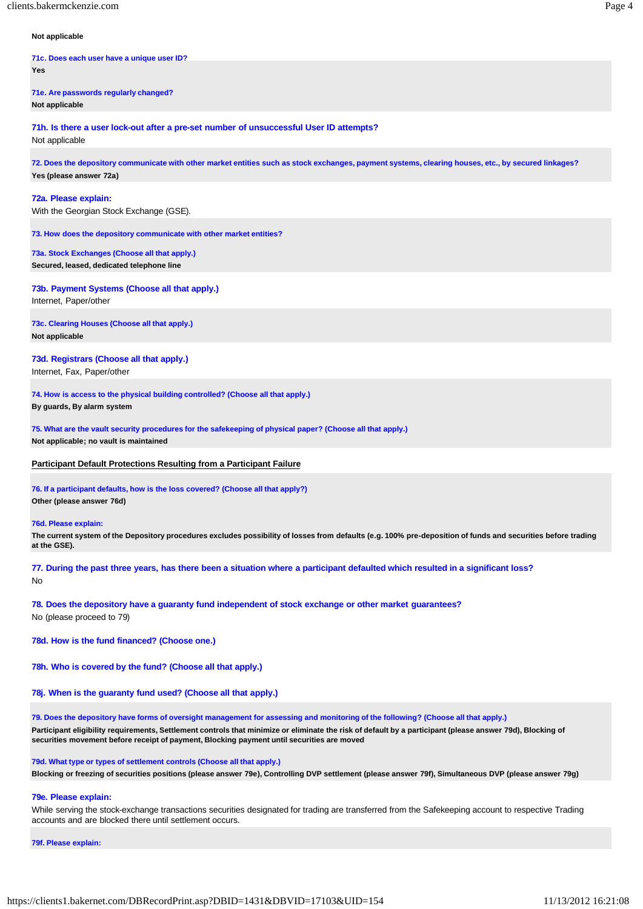**Not applicable**

**71c. Does each user have a unique user ID?**

**Yes**

**71e. Are passwords regularly changed?**

**Not applicable**

**71h. Is there a user lock-out after a pre-set number of unsuccessful User ID attempts?**

Not applicable

**72. Does the depository communicate with other market entities such as stock exchanges, payment systems, clearing houses, etc., by secured linkages?**

**Yes (please answer 72a)**

**72a. Please explain:**

With the Georgian Stock Exchange (GSE).

**73. How does the depository communicate with other market entities?**

**73a. Stock Exchanges (Choose all that apply.)**

**Secured, leased, dedicated telephone line**

**73b. Payment Systems (Choose all that apply.)**

Internet, Paper/other

**73c. Clearing Houses (Choose all that apply.)**

**Not applicable**

**73d. Registrars (Choose all that apply.)**

Internet, Fax, Paper/other

**74. How is access to the physical building controlled? (Choose all that apply.)**

**By guards, By alarm system**

**75. What are the vault security procedures for the safekeeping of physical paper? (Choose all that apply.)**

**Not applicable; no vault is maintained**

## Participant Default Protections Resulting from a Participant Failure

**76. If a participant defaults, how is the loss covered? (Choose all that apply?)**

**Other (please answer 76d)**

**76d. Please explain:**

**The current system of the Depository procedures excludes possibility of losses from defaults (e.g. 100% pre-deposition of funds and securities before trading at the GSE).**

**77. During the past three years, has there been a situation where a participant defaulted which resulted in a significant loss?**

No

**78. Does the depository have a guaranty fund independent of stock exchange or other market guarantees?**

No (please proceed to 79)

**78d. How is the fund financed? (Choose one.)**

**78h. Who is covered by the fund? (Choose all that apply.)**

**78j. When is the guaranty fund used? (Choose all that apply.)**

**79. Does the depository have forms of oversight management for assessing and monitoring of the following? (Choose all that apply.)**

**Participant eligibility requirements, Settlement controls that minimize or eliminate the risk of default by a participant (please answer 79d), Blocking of securities movement before receipt of payment, Blocking payment until securities are moved**

**79d. What type or types of settlement controls (Choose all that apply.)**

**Blocking or freezing of securities positions (please answer 79e), Controlling DVP settlement (please answer 79f), Simultaneous DVP (please answer 79g)**

**79e. Please explain:**

While serving the stock-exchange transactions securities designated for trading are transferred from the Safekeeping account to respective Trading accounts and are blocked there until settlement occurs.

**79f. Please explain:**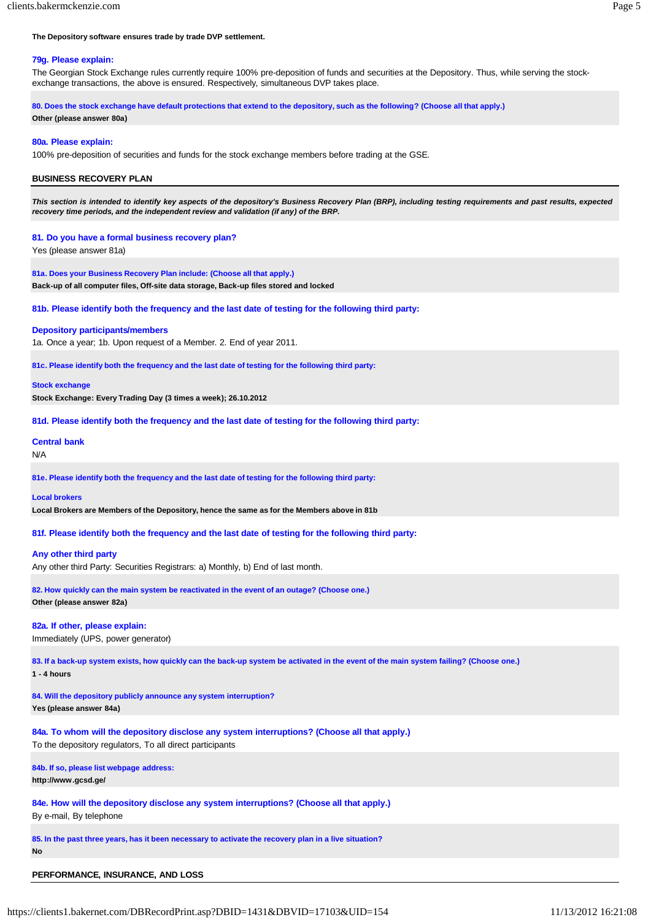**The Depository software ensures trade by trade DVP settlement.**

**79g. Please explain:**

The Georgian Stock Exchange rules currently require 100% pre-deposition of funds and securities at the Depository. Thus, while serving the stock-exchange transactions, the above is ensured. Respectively, simultaneous DVP takes place.

**80. Does the stock exchange have default protections that extend to the depository, such as the following? (Choose all that apply.)**

**Other (please answer 80a)**

**80a. Please explain:**

100% pre-deposition of securities and funds for the stock exchange members before trading at the GSE.

## BUSINESS RECOVERY PLAN

***This section is intended to identify key aspects of the depository's Business Recovery Plan (BRP), including testing requirements and past results, expected recovery time periods, and the independent review and validation (if any) of the BRP.***

**81. Do you have a formal business recovery plan?**

Yes (please answer 81a)

**81a. Does your Business Recovery Plan include: (Choose all that apply.)**

**Back-up of all computer files, Off-site data storage, Back-up files stored and locked**

**81b. Please identify both the frequency and the last date of testing for the following third party:**

**Depository participants/members**

1a. Once a year; 1b. Upon request of a Member. 2. End of year 2011.

**81c. Please identify both the frequency and the last date of testing for the following third party:**

**Stock exchange**

**Stock Exchange: Every Trading Day (3 times a week); 26.10.2012**

**81d. Please identify both the frequency and the last date of testing for the following third party:**

**Central bank**

N/A

**81e. Please identify both the frequency and the last date of testing for the following third party:**

**Local brokers**

**Local Brokers are Members of the Depository, hence the same as for the Members above in 81b**

**81f. Please identify both the frequency and the last date of testing for the following third party:**

**Any other third party**

Any other third Party: Securities Registrars: a) Monthly, b) End of last month.

**82. How quickly can the main system be reactivated in the event of an outage? (Choose one.)**

**Other (please answer 82a)**

**82a. If other, please explain:**

Immediately (UPS, power generator)

**83. If a back-up system exists, how quickly can the back-up system be activated in the event of the main system failing? (Choose one.)**

**1 - 4 hours**

**84. Will the depository publicly announce any system interruption?**

**Yes (please answer 84a)**

**84a. To whom will the depository disclose any system interruptions? (Choose all that apply.)**

To the depository regulators, To all direct participants

**84b. If so, please list webpage address:**

**http://www.gcsd.ge/**

**84e. How will the depository disclose any system interruptions? (Choose all that apply.)**

By e-mail, By telephone

**85. In the past three years, has it been necessary to activate the recovery plan in a live situation?**

**No**

## PERFORMANCE, INSURANCE, AND LOSS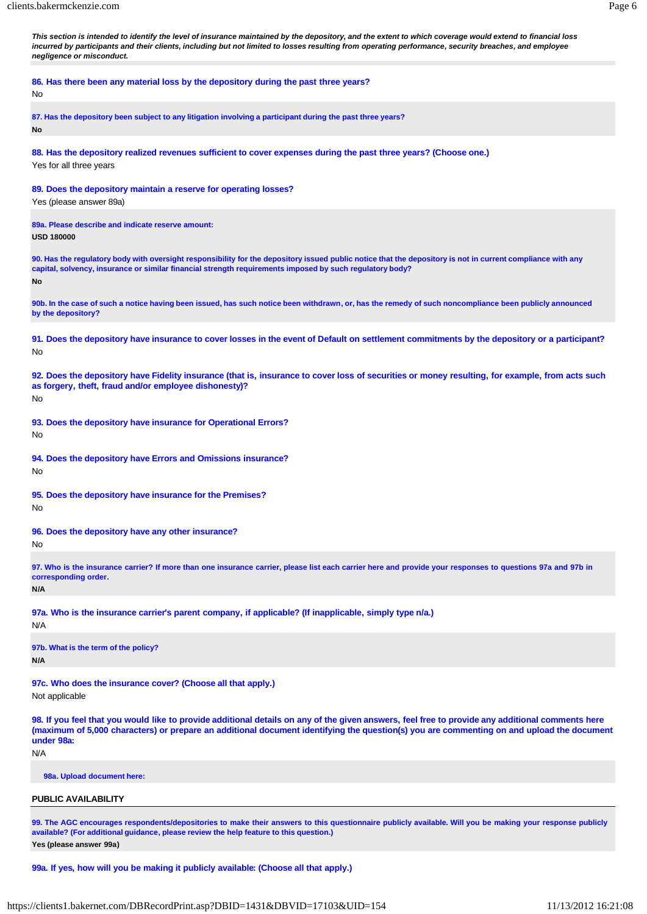*This section is intended to identify the level of insurance maintained by the depository, and the extent to which coverage would extend to financial loss incurred by participants and their clients, including but not limited to losses resulting from operating performance, security breaches, and employee negligence or misconduct.*

**86. Has there been any material loss by the depository during the past three years?**

No

**87. Has the depository been subject to any litigation involving a participant during the past three years?**

**No**

**88. Has the depository realized revenues sufficient to cover expenses during the past three years? (Choose one.)**

Yes for all three years

**89. Does the depository maintain a reserve for operating losses?**

Yes (please answer 89a)

**89a. Please describe and indicate reserve amount:**

**USD 180000**

**90. Has the regulatory body with oversight responsibility for the depository issued public notice that the depository is not in current compliance with any capital, solvency, insurance or similar financial strength requirements imposed by such regulatory body?**

**No**

**90b. In the case of such a notice having been issued, has such notice been withdrawn, or, has the remedy of such noncompliance been publicly announced by the depository?**

**91. Does the depository have insurance to cover losses in the event of Default on settlement commitments by the depository or a participant?**

No

**92. Does the depository have Fidelity insurance (that is, insurance to cover loss of securities or money resulting, for example, from acts such as forgery, theft, fraud and/or employee dishonesty)?**

No

**93. Does the depository have insurance for Operational Errors?**

No

**94. Does the depository have Errors and Omissions insurance?**

No

**95. Does the depository have insurance for the Premises?**

No

**96. Does the depository have any other insurance?**

No

**97. Who is the insurance carrier? If more than one insurance carrier, please list each carrier here and provide your responses to questions 97a and 97b in corresponding order.**

**N/A**

**97a. Who is the insurance carrier's parent company, if applicable? (If inapplicable, simply type n/a.)**

N/A

**97b. What is the term of the policy?**

**N/A**

**97c. Who does the insurance cover? (Choose all that apply.)**

Not applicable

**98. If you feel that you would like to provide additional details on any of the given answers, feel free to provide any additional comments here (maximum of 5,000 characters) or prepare an additional document identifying the question(s) you are commenting on and upload the document under 98a:**

N/A

**98a. Upload document here:**

## PUBLIC AVAILABILITY

**99. The AGC encourages respondents/depositories to make their answers to this questionnaire publicly available. Will you be making your response publicly available? (For additional guidance, please review the help feature to this question.)**

**Yes (please answer 99a)**

**99a. If yes, how will you be making it publicly available: (Choose all that apply.)**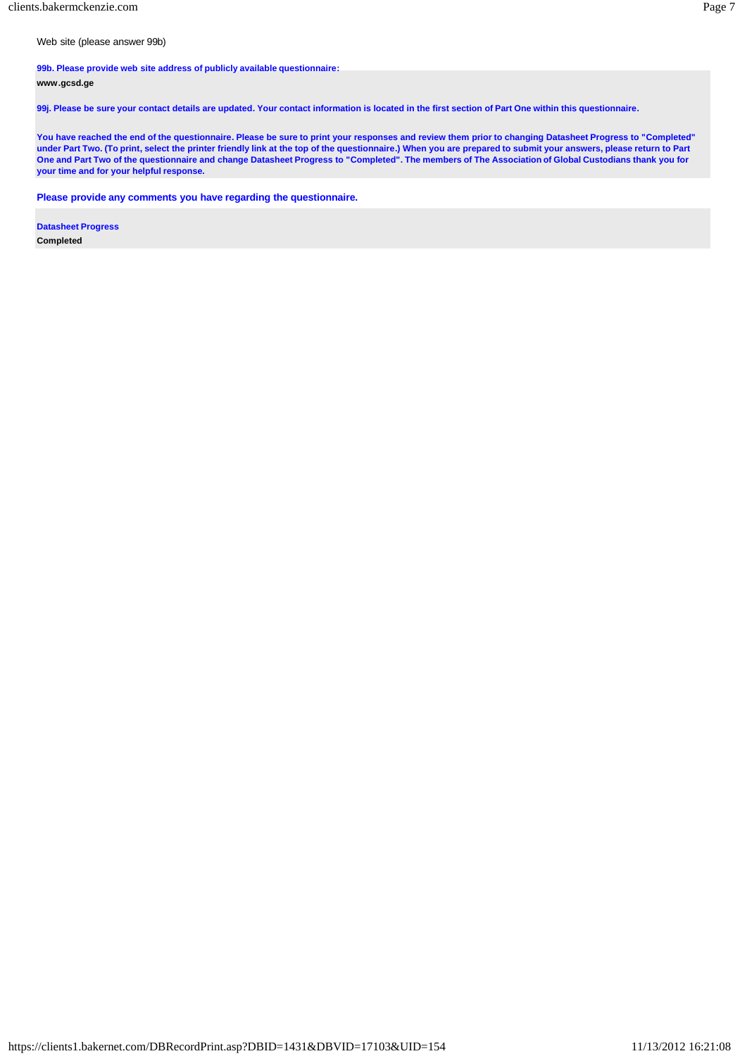Web site (please answer 99b)

**99b. Please provide web site address of publicly available questionnaire:**

**www.gcsd.ge**

**99j. Please be sure your contact details are updated. Your contact information is located in the first section of Part One within this questionnaire.**

**You have reached the end of the questionnaire. Please be sure to print your responses and review them prior to changing Datasheet Progress to "Completed" under Part Two. (To print, select the printer friendly link at the top of the questionnaire.) When you are prepared to submit your answers, please return to Part One and Part Two of the questionnaire and change Datasheet Progress to "Completed". The members of The Association of Global Custodians thank you for your time and for your helpful response.**

**Please provide any comments you have regarding the questionnaire.**

**Datasheet Progress**

**Completed**